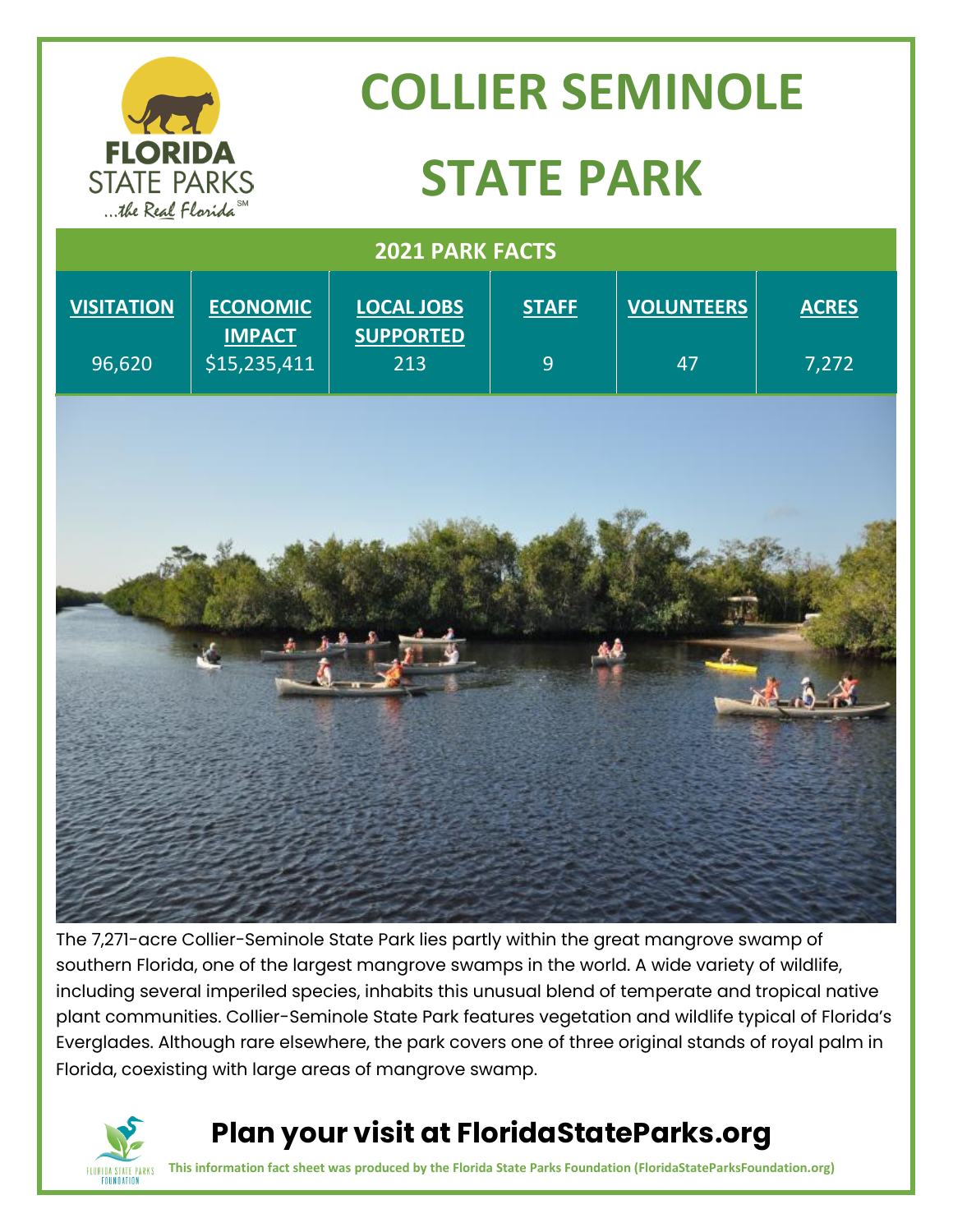# COLLIER SEMINOLE STATE PARK

## 2021 PARK FACTS

| VISITATION | ECONOMIC IMPACT | LOCAL JOBS SUPPORTED | STAFF | VOLUNTEERS | ACRES |
|---|---|---|---|---|---|
| 96,620 | $15,235,411 | 213 | 9 | 47 | 7,272 |

The 7,271-acre Collier-Seminole State Park lies partly within the great mangrove swamp of southern Florida, one of the largest mangrove swamps in the world. A wide variety of wildlife, including several imperiled species, inhabits this unusual blend of temperate and tropical native plant communities. Collier-Seminole State Park features vegetation and wildlife typical of Florida's Everglades. Although rare elsewhere, the park covers one of three original stands of royal palm in Florida, coexisting with large areas of mangrove swamp.

## Plan your visit at FloridaStateParks.org

**This information fact sheet was produced by the Florida State Parks Foundation (FloridaStateParksFoundation.org)**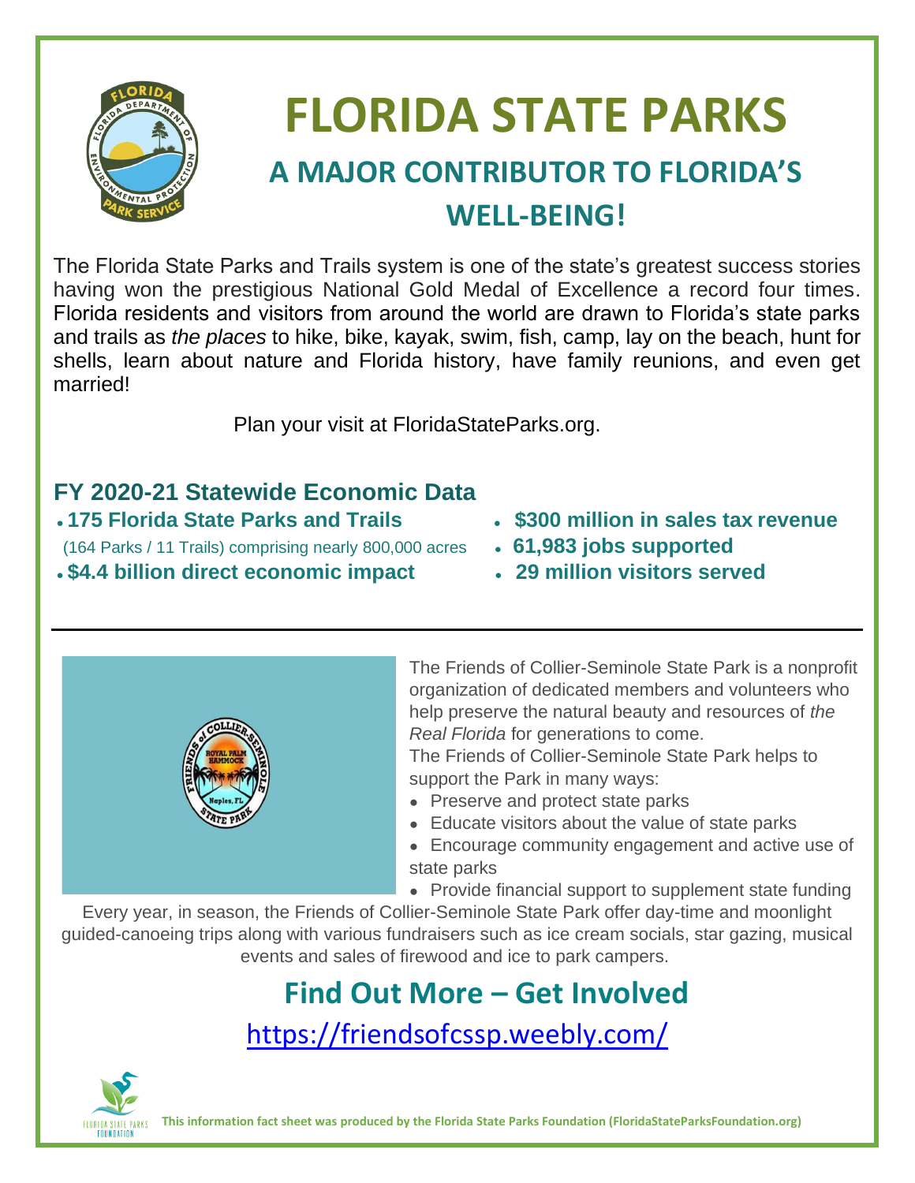# FLORIDA STATE PARKS

## A MAJOR CONTRIBUTOR TO FLORIDA'S WELL-BEING!

The Florida State Parks and Trails system is one of the state's greatest success stories having won the prestigious National Gold Medal of Excellence a record four times. Florida residents and visitors from around the world are drawn to Florida's state parks and trails as *the places* to hike, bike, kayak, swim, fish, camp, lay on the beach, hunt for shells, learn about nature and Florida history, have family reunions, and even get married!

Plan your visit at FloridaStateParks.org.

### FY 2020-21 Statewide Economic Data

- **175 Florida State Parks and Trails** (164 Parks / 11 Trails) comprising nearly 800,000 acres
- **$4.4 billion direct economic impact**
- **$300 million in sales tax revenue**
- **61,983 jobs supported**
- **29 million visitors served**

---

The Friends of Collier-Seminole State Park is a nonprofit organization of dedicated members and volunteers who help preserve the natural beauty and resources of *the Real Florida* for generations to come.

The Friends of Collier-Seminole State Park helps to support the Park in many ways:

- Preserve and protect state parks
- Educate visitors about the value of state parks
- Encourage community engagement and active use of state parks
- Provide financial support to supplement state funding

Every year, in season, the Friends of Collier-Seminole State Park offer day-time and moonlight guided-canoeing trips along with various fundraisers such as ice cream socials, star gazing, musical events and sales of firewood and ice to park campers.

## Find Out More – Get Involved

https://friendsofcssp.weebly.com/

**This information fact sheet was produced by the Florida State Parks Foundation (FloridaStateParksFoundation.org)**